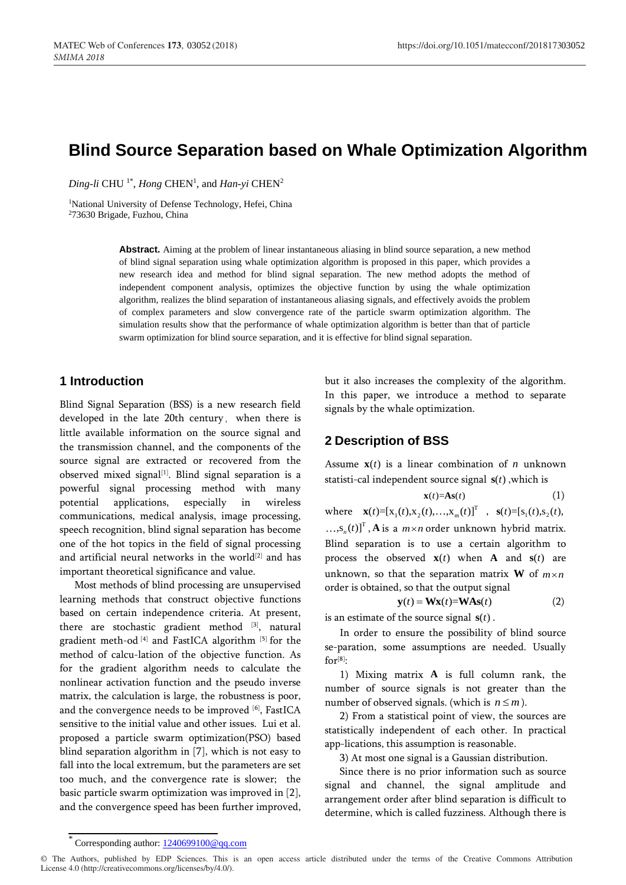# Blind Source Separation based on Whale Optimization Algorithm

*Ding-li* CHU [1*], *Hong* CHEN[1], and *Han-yi* CHEN[2]

[1]National University of Defense Technology, Hefei, China
[2]73630 Brigade, Fuzhou, China

**Abstract.** Aiming at the problem of linear instantaneous aliasing in blind source separation, a new method of blind signal separation using whale optimization algorithm is proposed in this paper, which provides a new research idea and method for blind signal separation. The new method adopts the method of independent component analysis, optimizes the objective function by using the whale optimization algorithm, realizes the blind separation of instantaneous aliasing signals, and effectively avoids the problem of complex parameters and slow convergence rate of the particle swarm optimization algorithm. The simulation results show that the performance of whale optimization algorithm is better than that of particle swarm optimization for blind source separation, and it is effective for blind signal separation.

## 1 Introduction

Blind Signal Separation (BSS) is a new research field developed in the late 20th century， when there is little available information on the source signal and the transmission channel, and the components of the source signal are extracted or recovered from the observed mixed signal[1]. Blind signal separation is a powerful signal processing method with many potential applications, especially in wireless communications, medical analysis, image processing, speech recognition, blind signal separation has become one of the hot topics in the field of signal processing and artificial neural networks in the world[2] and has important theoretical significance and value.

Most methods of blind processing are unsupervised learning methods that construct objective functions based on certain independence criteria. At present, there are stochastic gradient method [3], natural gradient meth-od [4] and FastICA algorithm [5] for the method of calcu-lation of the objective function. As for the gradient algorithm needs to calculate the nonlinear activation function and the pseudo inverse matrix, the calculation is large, the robustness is poor, and the convergence needs to be improved [6], FastICA sensitive to the initial value and other issues. Lui et al. proposed a particle swarm optimization(PSO) based blind separation algorithm in [7], which is not easy to fall into the local extremum, but the parameters are set too much, and the convergence rate is slower; the basic particle swarm optimization was improved in [2], and the convergence speed has been further improved, but it also increases the complexity of the algorithm. In this paper, we introduce a method to separate signals by the whale optimization.

## 2 Description of BSS

Assume $\mathbf{x}(t)$ is a linear combination of $n$ unknown statisti-cal independent source signal $\mathbf{s}(t)$ ,which is

$$\mathbf{x}(t)=\mathbf{A}\mathbf{s}(t) \tag{1}$$

where $\mathbf{x}(t)=[x_1(t),x_2(t),\ldots,x_m(t)]^T$ , $\mathbf{s}(t)=[s_1(t),s_2(t),\ldots,s_n(t)]^T$, $\mathbf{A}$ is a $m\times n$ order unknown hybrid matrix. Blind separation is to use a certain algorithm to process the observed $\mathbf{x}(t)$ when $\mathbf{A}$ and $\mathbf{s}(t)$ are unknown, so that the separation matrix $\mathbf{W}$ of $m\times n$ order is obtained, so that the output signal

$$\mathbf{y}(t)=\mathbf{W}\mathbf{x}(t)=\mathbf{W}\mathbf{A}\mathbf{s}(t) \tag{2}$$

is an estimate of the source signal $\mathbf{s}(t)$ .

In order to ensure the possibility of blind source se-paration, some assumptions are needed. Usually for[8]:

1) Mixing matrix $\mathbf{A}$ is full column rank, the number of source signals is not greater than the number of observed signals. (which is $n\le m$ ).

2) From a statistical point of view, the sources are statistically independent of each other. In practical app-lications, this assumption is reasonable.

3) At most one signal is a Gaussian distribution.

Since there is no prior information such as source signal and channel, the signal amplitude and arrangement order after blind separation is difficult to determine, which is called fuzziness. Although there is

---

* Corresponding author: 1240699100@qq.com

© The Authors, published by EDP Sciences. This is an open access article distributed under the terms of the Creative Commons Attribution License 4.0 (http://creativecommons.org/licenses/by/4.0/).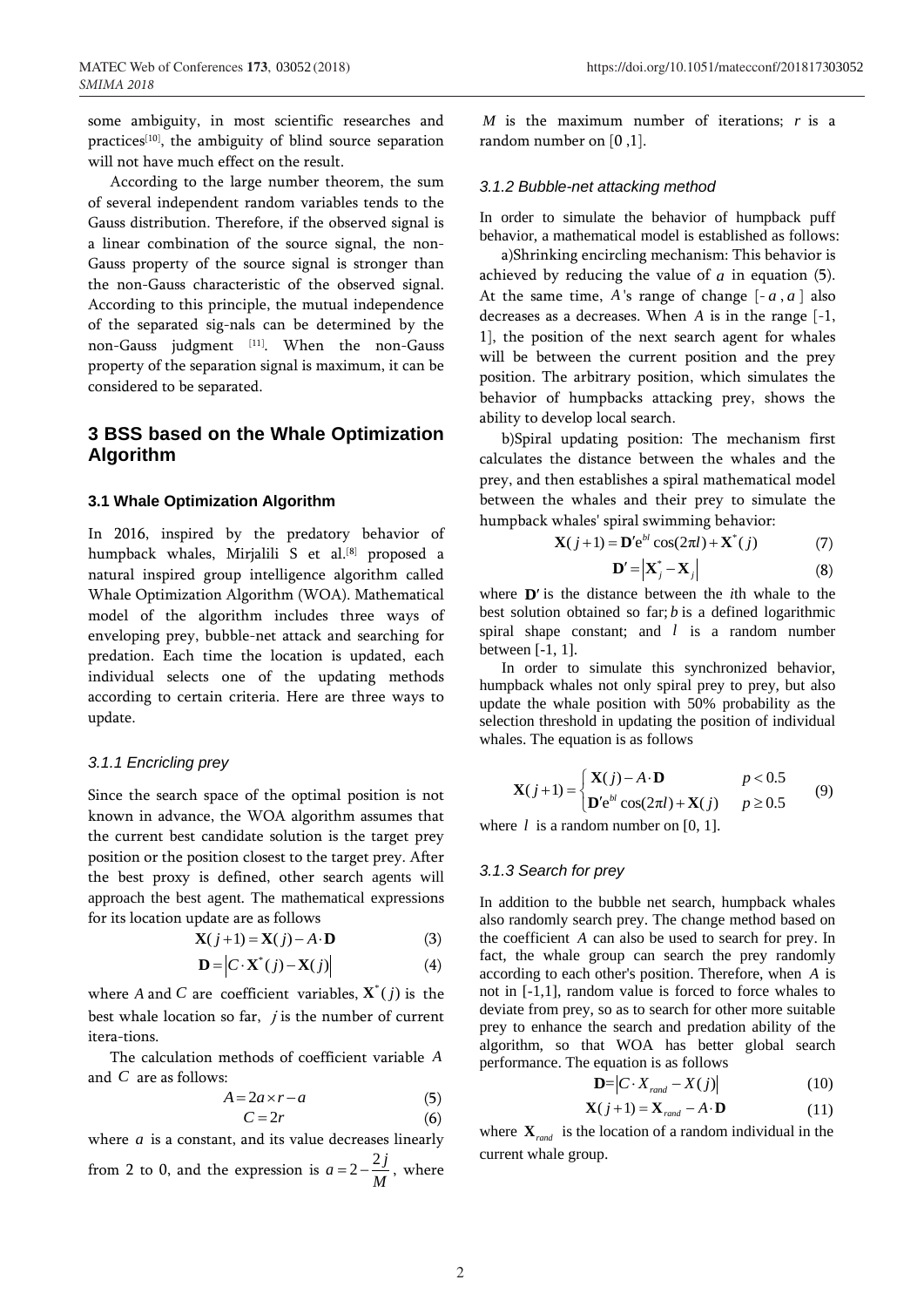some ambiguity, in most scientific researches and practices[10], the ambiguity of blind source separation will not have much effect on the result.

According to the large number theorem, the sum of several independent random variables tends to the Gauss distribution. Therefore, if the observed signal is a linear combination of the source signal, the non-Gauss property of the source signal is stronger than the non-Gauss characteristic of the observed signal. According to this principle, the mutual independence of the separated sig-nals can be determined by the non-Gauss judgment [11]. When the non-Gauss property of the separation signal is maximum, it can be considered to be separated.

## 3 BSS based on the Whale Optimization Algorithm

### 3.1 Whale Optimization Algorithm

In 2016, inspired by the predatory behavior of humpback whales, Mirjalili S et al.[8] proposed a natural inspired group intelligence algorithm called Whale Optimization Algorithm (WOA). Mathematical model of the algorithm includes three ways of enveloping prey, bubble-net attack and searching for predation. Each time the location is updated, each individual selects one of the updating methods according to certain criteria. Here are three ways to update.

#### *3.1.1 Encricling prey*

Since the search space of the optimal position is not known in advance, the WOA algorithm assumes that the current best candidate solution is the target prey position or the position closest to the target prey. After the best proxy is defined, other search agents will approach the best agent. The mathematical expressions for its location update are as follows

$$\mathbf{X}(j+1) = \mathbf{X}(j) - A \cdot \mathbf{D} \tag{3}$$

$$\mathbf{D} = \left| C \cdot \mathbf{X}^*(j) - \mathbf{X}(j) \right| \tag{4}$$

where $A$ and $C$ are coefficient variables, $\mathbf{X}^*(j)$ is the best whale location so far, $j$ is the number of current itera-tions.

The calculation methods of coefficient variable $A$ and $C$ are as follows:

$$A = 2a \times r - a \tag{5}$$

$$C = 2r \tag{6}$$

where $a$ is a constant, and its value decreases linearly from 2 to 0, and the expression is $a = 2 - \frac{2j}{M}$, where $M$ is the maximum number of iterations; $r$ is a random number on $[0, 1]$.

#### *3.1.2 Bubble-net attacking method*

In order to simulate the behavior of humpback puff behavior, a mathematical model is established as follows:

a)Shrinking encircling mechanism: This behavior is achieved by reducing the value of $a$ in equation (5). At the same time, $A$'s range of change $[-a, a]$ also decreases as $a$ decreases. When $A$ is in the range [-1, 1], the position of the next search agent for whales will be between the current position and the prey position. The arbitrary position, which simulates the behavior of humpbacks attacking prey, shows the ability to develop local search.

b)Spiral updating position: The mechanism first calculates the distance between the whales and the prey, and then establishes a spiral mathematical model between the whales and their prey to simulate the humpback whales' spiral swimming behavior:

$$\mathbf{X}(j+1) = \mathbf{D}' e^{bl} \cos(2\pi l) + \mathbf{X}^*(j) \tag{7}$$

$$\mathbf{D}' = \left| \mathbf{X}_j^* - \mathbf{X}_j \right| \tag{8}$$

where $\mathbf{D}'$ is the distance between the $i$th whale to the best solution obtained so far; $b$ is a defined logarithmic spiral shape constant; and $l$ is a random number between [-1, 1].

In order to simulate this synchronized behavior, humpback whales not only spiral prey to prey, but also update the whale position with 50% probability as the selection threshold in updating the position of individual whales. The equation is as follows

$$\mathbf{X}(j+1) = \begin{cases} \mathbf{X}(j) - A \cdot \mathbf{D} & p < 0.5 \\ \mathbf{D}' e^{bl} \cos(2\pi l) + \mathbf{X}(j) & p \geq 0.5 \end{cases} \tag{9}$$

where $l$ is a random number on [0, 1].

#### *3.1.3 Search for prey*

In addition to the bubble net search, humpback whales also randomly search prey. The change method based on the coefficient $A$ can also be used to search for prey. In fact, the whale group can search the prey randomly according to each other's position. Therefore, when $A$ is not in [-1,1], random value is forced to force whales to deviate from prey, so as to search for other more suitable prey to enhance the search and predation ability of the algorithm, so that WOA has better global search performance. The equation is as follows

$$\mathbf{D} = \left| C \cdot X_{rand} - X(j) \right| \tag{10}$$

$$\mathbf{X}(j+1) = \mathbf{X}_{rand} - A \cdot \mathbf{D} \tag{11}$$

where $\mathbf{X}_{rand}$ is the location of a random individual in the current whale group.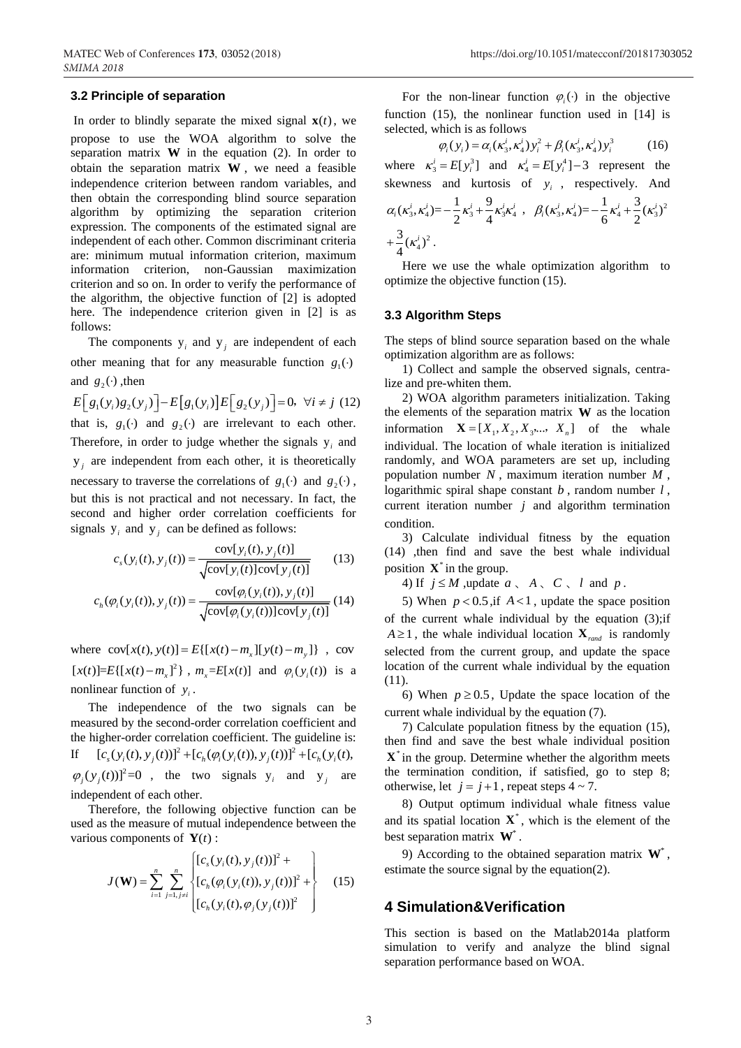### 3.2 Principle of separation

In order to blindly separate the mixed signal $\mathbf{x}(t)$, we propose to use the WOA algorithm to solve the separation matrix $\mathbf{W}$ in the equation (2). In order to obtain the separation matrix $\mathbf{W}$, we need a feasible independence criterion between random variables, and then obtain the corresponding blind source separation algorithm by optimizing the separation criterion expression. The components of the estimated signal are independent of each other. Common discriminant criteria are: minimum mutual information criterion, maximum information criterion, non-Gaussian maximization criterion and so on. In order to verify the performance of the algorithm, the objective function of [2] is adopted here. The independence criterion given in [2] is as follows:

The components $y_i$ and $y_j$ are independent of each other meaning that for any measurable function $g_1(\cdot)$ and $g_2(\cdot)$, then

$$E\left[g_1(y_i)g_2(y_j)\right]-E\left[g_1(y_i)\right]E\left[g_2(y_j)\right]=0,\ \forall i\neq j \quad (12)$$

that is, $g_1(\cdot)$ and $g_2(\cdot)$ are irrelevant to each other. Therefore, in order to judge whether the signals $y_i$ and $y_j$ are independent from each other, it is theoretically necessary to traverse the correlations of $g_1(\cdot)$ and $g_2(\cdot)$, but this is not practical and not necessary. In fact, the second and higher order correlation coefficients for signals $y_i$ and $y_j$ can be defined as follows:

$$c_s(y_i(t),y_j(t))=\frac{\mathrm{cov}[y_i(t),y_j(t)]}{\sqrt{\mathrm{cov}[y_i(t)]\mathrm{cov}[y_j(t)]}} \quad (13)$$

$$c_h(\varphi_i(y_i(t)),y_j(t))=\frac{\mathrm{cov}[\varphi_i(y_i(t)),y_j(t)]}{\sqrt{\mathrm{cov}[\varphi_i(y_i(t))]\mathrm{cov}[y_j(t)]}} \quad (14)$$

where $\mathrm{cov}[x(t),y(t)]=E\{[x(t)-m_x][y(t)-m_y]\}$, $\mathrm{cov}[x(t)]=E\{[x(t)-m_x]^2\}$, $m_x=E[x(t)]$ and $\varphi_i(y_i(t))$ is a nonlinear function of $y_i$.

The independence of the two signals can be measured by the second-order correlation coefficient and the higher-order correlation coefficient. The guideline is: If $[c_s(y_i(t),y_j(t))]^2+[c_h(\varphi_i(y_i(t)),y_j(t))]^2+[c_h(y_i(t),\varphi_j(y_j(t))]^2=0$, the two signals $y_i$ and $y_j$ are independent of each other.

Therefore, the following objective function can be used as the measure of mutual independence between the various components of $\mathbf{Y}(t)$:

$$J(\mathbf{W})=\sum_{i=1}^{n}\sum_{j=1,j\neq i}^{n}\begin{Bmatrix}[c_s(y_i(t),y_j(t))]^2+\\ [c_h(\varphi_i(y_i(t)),y_j(t))]^2+\\ [c_h(y_i(t),\varphi_j(y_j(t))]^2\end{Bmatrix} \quad (15)$$

For the non-linear function $\varphi_i(\cdot)$ in the objective function (15), the nonlinear function used in [14] is selected, which is as follows

$$\varphi_i(y_i)=\alpha_i(\kappa_3^i,\kappa_4^i)y_i^2+\beta_i(\kappa_3^i,\kappa_4^i)y_i^3 \quad (16)$$

where $\kappa_3^i=E[y_i^3]$ and $\kappa_4^i=E[y_i^4]-3$ represent the skewness and kurtosis of $y_i$, respectively. And $\alpha_i(\kappa_3^i,\kappa_4^i)=-\frac{1}{2}\kappa_3^i+\frac{9}{4}\kappa_3^i\kappa_4^i$, $\beta_i(\kappa_3^i,\kappa_4^i)=-\frac{1}{6}\kappa_4^i+\frac{3}{2}(\kappa_3^i)^2+\frac{3}{4}(\kappa_4^i)^2$.

Here we use the whale optimization algorithm to optimize the objective function (15).

### 3.3 Algorithm Steps

The steps of blind source separation based on the whale optimization algorithm are as follows:

1) Collect and sample the observed signals, centralize and pre-whiten them.

2) WOA algorithm parameters initialization. Taking the elements of the separation matrix $\mathbf{W}$ as the location information $\mathbf{X}=[X_1,X_2,X_3,\ldots,X_n]$ of the whale individual. The location of whale iteration is initialized randomly, and WOA parameters are set up, including population number $N$, maximum iteration number $M$, logarithmic spiral shape constant $b$, random number $l$, current iteration number $j$ and algorithm termination condition.

3) Calculate individual fitness by the equation (14), then find and save the best whale individual position $\mathbf{X}^*$ in the group.

4) If $j\leq M$, update $a$、$A$、$C$、$l$ and $p$.

5) When $p<0.5$, if $A<1$, update the space position of the current whale individual by the equation (3); if $A\geq 1$, the whale individual location $\mathbf{X}_{rand}$ is randomly selected from the current group, and update the space location of the current whale individual by the equation (11).

6) When $p\geq 0.5$, Update the space location of the current whale individual by the equation (7).

7) Calculate population fitness by the equation (15), then find and save the best whale individual position $\mathbf{X}^*$ in the group. Determine whether the algorithm meets the termination condition, if satisfied, go to step 8; otherwise, let $j=j+1$, repeat steps 4 ~ 7.

8) Output optimum individual whale fitness value and its spatial location $\mathbf{X}^*$, which is the element of the best separation matrix $\mathbf{W}^*$.

9) According to the obtained separation matrix $\mathbf{W}^*$, estimate the source signal by the equation(2).

## 4 Simulation&Verification

This section is based on the Matlab2014a platform simulation to verify and analyze the blind signal separation performance based on WOA.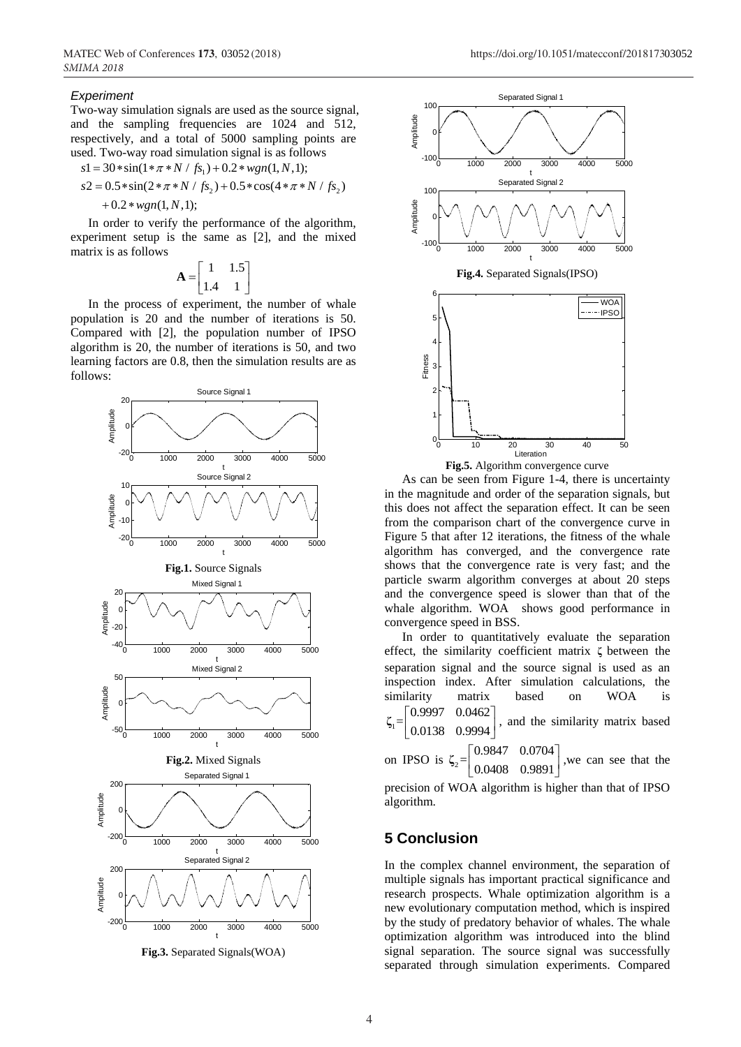### *Experiment*

Two-way simulation signals are used as the source signal, and the sampling frequencies are 1024 and 512, respectively, and a total of 5000 sampling points are used. Two-way road simulation signal is as follows

$$s1 = 30*\sin(1*\pi*N/fs_1) + 0.2*wgn(1,N,1);$$

$$s2 = 0.5*\sin(2*\pi*N/fs_2) + 0.5*\cos(4*\pi*N/fs_2) + 0.2*wgn(1,N,1);$$

In order to verify the performance of the algorithm, experiment setup is the same as [2], and the mixed matrix is as follows

$$\mathbf{A} = \begin{bmatrix} 1 & 1.5 \\ 1.4 & 1 \end{bmatrix}$$

In the process of experiment, the number of whale population is 20 and the number of iterations is 50. Compared with [2], the population number of IPSO algorithm is 20, the number of iterations is 50, and two learning factors are 0.8, then the simulation results are as follows:

**Fig.1.** Source Signals

**Fig.2.** Mixed Signals

**Fig.3.** Separated Signals(WOA)

**Fig.4.** Separated Signals(IPSO)

**Fig.5.** Algorithm convergence curve

As can be seen from Figure 1-4, there is uncertainty in the magnitude and order of the separation signals, but this does not affect the separation effect. It can be seen from the comparison chart of the convergence curve in Figure 5 that after 12 iterations, the fitness of the whale algorithm has converged, and the convergence rate shows that the convergence rate is very fast; and the particle swarm algorithm converges at about 20 steps and the convergence speed is slower than that of the whale algorithm. WOA shows good performance in convergence speed in BSS.

In order to quantitatively evaluate the separation effect, the similarity coefficient matrix $\zeta$ between the separation signal and the source signal is used as an inspection index. After simulation calculations, the similarity matrix based on WOA is $\zeta_1 = \begin{bmatrix} 0.9997 & 0.0462 \\ 0.0138 & 0.9994 \end{bmatrix}$, and the similarity matrix based on IPSO is $\zeta_2 = \begin{bmatrix} 0.9847 & 0.0704 \\ 0.0408 & 0.9891 \end{bmatrix}$, we can see that the precision of WOA algorithm is higher than that of IPSO algorithm.

## 5 Conclusion

In the complex channel environment, the separation of multiple signals has important practical significance and research prospects. Whale optimization algorithm is a new evolutionary computation method, which is inspired by the study of predatory behavior of whales. The whale optimization algorithm was introduced into the blind signal separation. The source signal was successfully separated through simulation experiments. Compared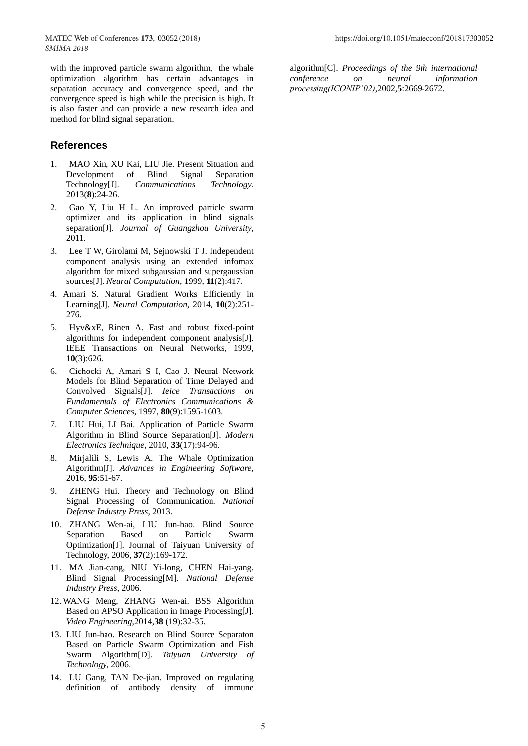with the improved particle swarm algorithm, the whale optimization algorithm has certain advantages in separation accuracy and convergence speed, and the convergence speed is high while the precision is high. It is also faster and can provide a new research idea and method for blind signal separation.

## References

1. MAO Xin, XU Kai, LIU Jie. Present Situation and Development of Blind Signal Separation Technology[J]. *Communications Technology*. 2013(**8**):24-26.
2. Gao Y, Liu H L. An improved particle swarm optimizer and its application in blind signals separation[J]. *Journal of Guangzhou University*, 2011.
3. Lee T W, Girolami M, Sejnowski T J. Independent component analysis using an extended infomax algorithm for mixed subgaussian and supergaussian sources[J]. *Neural Computation*, 1999, **11**(2):417.
4. Amari S. Natural Gradient Works Efficiently in Learning[J]. *Neural Computation*, 2014, **10**(2):251-276.
5. Hyv&xE, Rinen A. Fast and robust fixed-point algorithms for independent component analysis[J]. IEEE Transactions on Neural Networks, 1999, **10**(3):626.
6. Cichocki A, Amari S I, Cao J. Neural Network Models for Blind Separation of Time Delayed and Convolved Signals[J]. *Ieice Transactions on Fundamentals of Electronics Communications & Computer Sciences*, 1997, **80**(9):1595-1603.
7. LIU Hui, LI Bai. Application of Particle Swarm Algorithm in Blind Source Separation[J]. *Modern Electronics Technique*, 2010, **33**(17):94-96.
8. Mirjalili S, Lewis A. The Whale Optimization Algorithm[J]. *Advances in Engineering Software*, 2016, **95**:51-67.
9. ZHENG Hui. Theory and Technology on Blind Signal Processing of Communication. *National Defense Industry Press*, 2013.
10. ZHANG Wen-ai, LIU Jun-hao. Blind Source Separation Based on Particle Swarm Optimization[J]. Journal of Taiyuan University of Technology, 2006, **37**(2):169-172.
11. MA Jian-cang, NIU Yi-long, CHEN Hai-yang. Blind Signal Processing[M]. *National Defense Industry Press*, 2006.
12. WANG Meng, ZHANG Wen-ai. BSS Algorithm Based on APSO Application in Image Processing[J]. *Video Engineering*,2014,**38** (19):32-35.
13. LIU Jun-hao. Research on Blind Source Separaton Based on Particle Swarm Optimization and Fish Swarm Algorithm[D]. *Taiyuan University of Technology*, 2006.
14. LU Gang, TAN De-jian. Improved on regulating definition of antibody density of immune algorithm[C]. *Proceedings of the 9th international conference on neural information processing(ICONIP'02)*,2002,**5**:2669-2672.